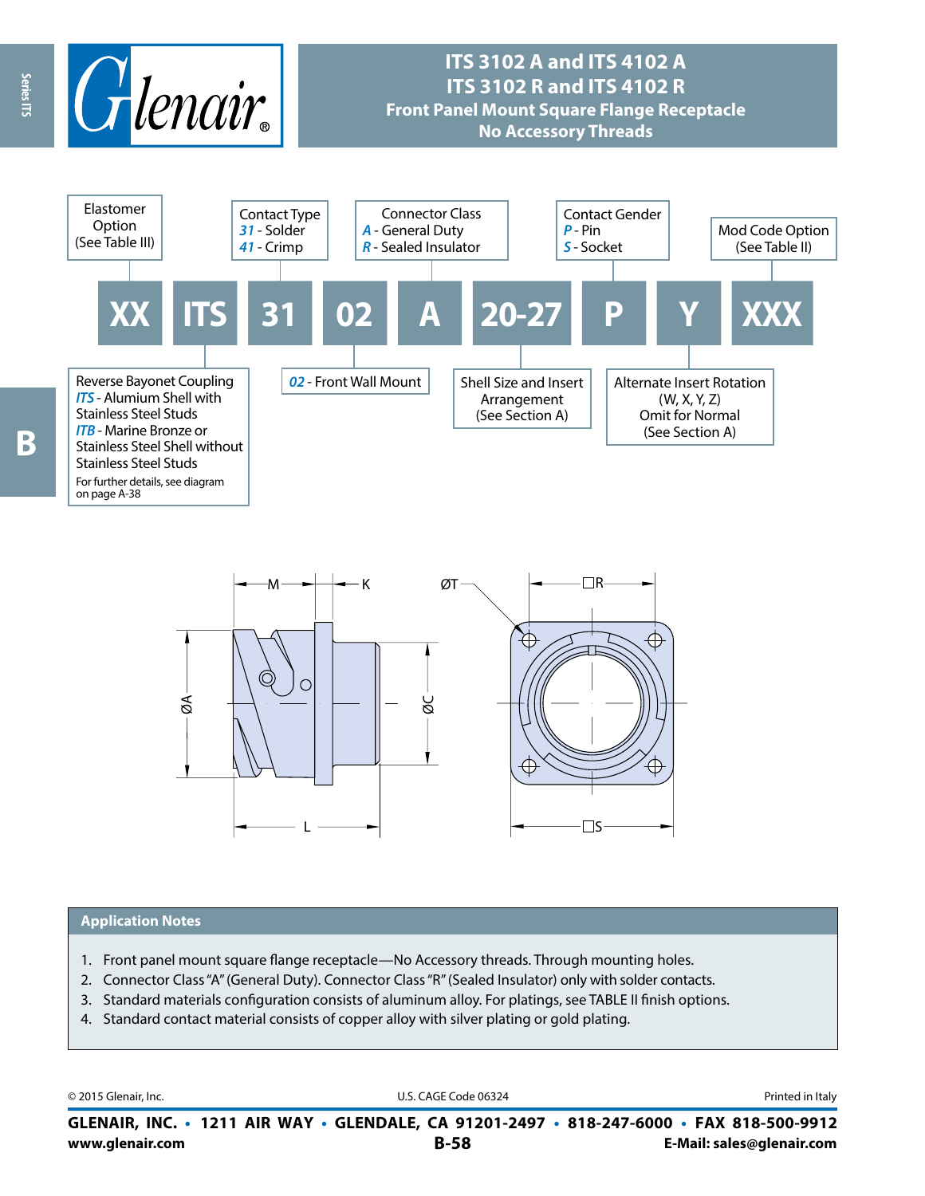# ITS 3102 A and ITS 4102 A
# ITS 3102 R and ITS 4102 R
## Front Panel Mount Square Flange Receptacle
## No Accessory Threads

| XX | ITS | 31 | 02 | A | 20-27 | P | Y | XXX |
|---|---|---|---|---|---|---|---|---|

- **XX** – Elastomer Option (See Table III)
- **ITS** – Reverse Bayonet Coupling
  - *ITS* - Alumium Shell with Stainless Steel Studs
  - *ITB* - Marine Bronze or Stainless Steel Shell without Stainless Steel Studs
  - For further details, see diagram on page A-38
- **31** – Contact Type
  - *31* - Solder
  - *41* - Crimp
- **02** – *02* - Front Wall Mount
- **A** – Connector Class
  - *A* - General Duty
  - *R* - Sealed Insulator
- **20-27** – Shell Size and Insert Arrangement (See Section A)
- **P** – Contact Gender
  - *P* - Pin
  - *S* - Socket
- **Y** – Alternate Insert Rotation (W, X, Y, Z) Omit for Normal (See Section A)
- **XXX** – Mod Code Option (See Table II)

M — K — ØT — □R — ØA — ØC — L — □S

## Application Notes

1. Front panel mount square flange receptacle—No Accessory threads. Through mounting holes.
2. Connector Class "A" (General Duty). Connector Class "R" (Sealed Insulator) only with solder contacts.
3. Standard materials configuration consists of aluminum alloy. For platings, see TABLE II finish options.
4. Standard contact material consists of copper alloy with silver plating or gold plating.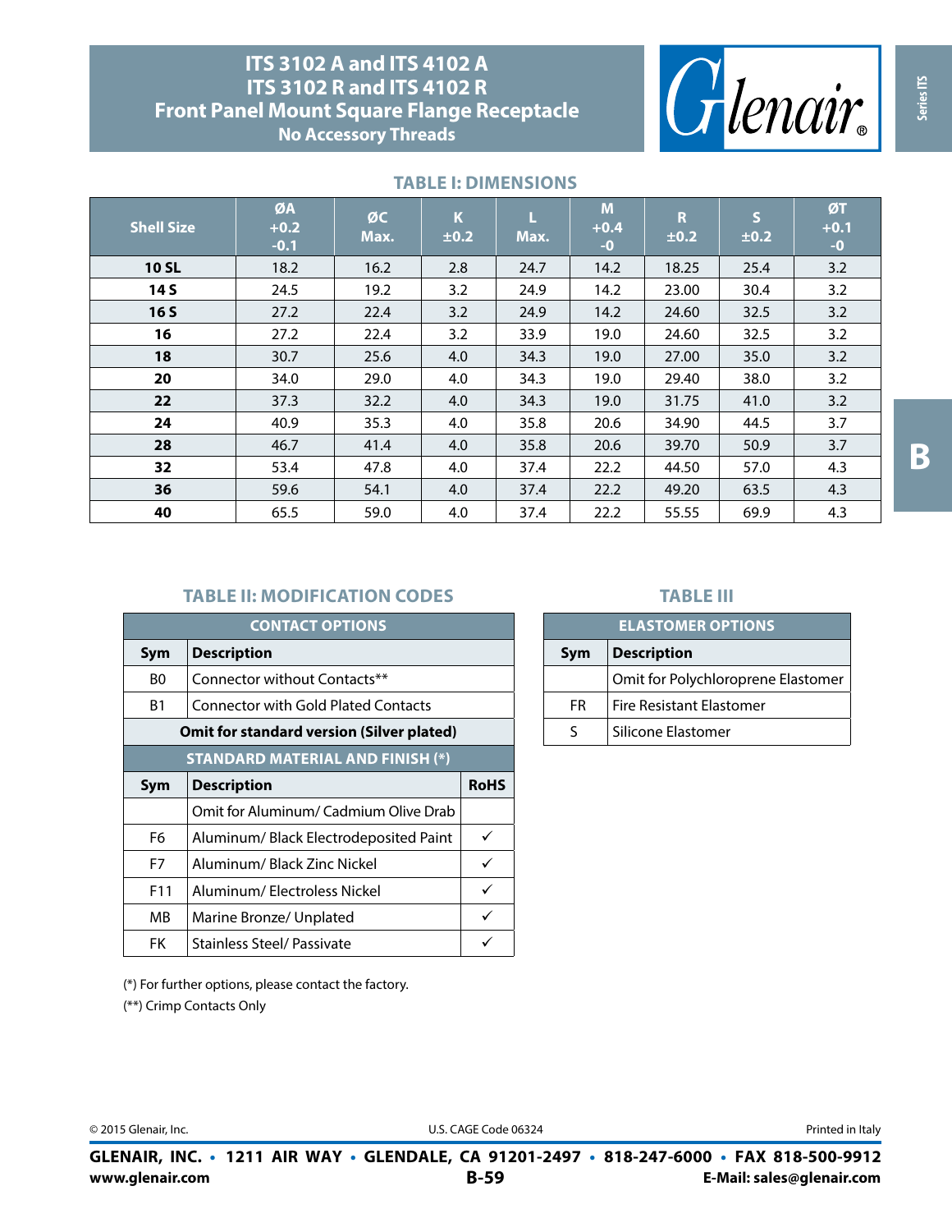# ITS 3102 A and ITS 4102 A
# ITS 3102 R and ITS 4102 R
# Front Panel Mount Square Flange Receptacle
## No Accessory Threads

### TABLE I: DIMENSIONS

| Shell Size | ØA +0.2 -0.1 | ØC Max. | K ±0.2 | L Max. | M +0.4 -0 | R ±0.2 | S ±0.2 | ØT +0.1 -0 |
|---|---|---|---|---|---|---|---|---|
| **10 SL** | 18.2 | 16.2 | 2.8 | 24.7 | 14.2 | 18.25 | 25.4 | 3.2 |
| **14 S** | 24.5 | 19.2 | 3.2 | 24.9 | 14.2 | 23.00 | 30.4 | 3.2 |
| **16 S** | 27.2 | 22.4 | 3.2 | 24.9 | 14.2 | 24.60 | 32.5 | 3.2 |
| **16** | 27.2 | 22.4 | 3.2 | 33.9 | 19.0 | 24.60 | 32.5 | 3.2 |
| **18** | 30.7 | 25.6 | 4.0 | 34.3 | 19.0 | 27.00 | 35.0 | 3.2 |
| **20** | 34.0 | 29.0 | 4.0 | 34.3 | 19.0 | 29.40 | 38.0 | 3.2 |
| **22** | 37.3 | 32.2 | 4.0 | 34.3 | 19.0 | 31.75 | 41.0 | 3.2 |
| **24** | 40.9 | 35.3 | 4.0 | 35.8 | 20.6 | 34.90 | 44.5 | 3.7 |
| **28** | 46.7 | 41.4 | 4.0 | 35.8 | 20.6 | 39.70 | 50.9 | 3.7 |
| **32** | 53.4 | 47.8 | 4.0 | 37.4 | 22.2 | 44.50 | 57.0 | 4.3 |
| **36** | 59.6 | 54.1 | 4.0 | 37.4 | 22.2 | 49.20 | 63.5 | 4.3 |
| **40** | 65.5 | 59.0 | 4.0 | 37.4 | 22.2 | 55.55 | 69.9 | 4.3 |

### TABLE II: MODIFICATION CODES

| CONTACT OPTIONS | | |
|---|---|---|
| **Sym** | **Description** | |
| B0 | Connector without Contacts** | |
| B1 | Connector with Gold Plated Contacts | |
| **Omit for standard version (Silver plated)** | | |
| **STANDARD MATERIAL AND FINISH (*)** | | |
| **Sym** | **Description** | **RoHS** |
| | Omit for Aluminum/ Cadmium Olive Drab | |
| F6 | Aluminum/ Black Electrodeposited Paint | ✓ |
| F7 | Aluminum/ Black Zinc Nickel | ✓ |
| F11 | Aluminum/ Electroless Nickel | ✓ |
| MB | Marine Bronze/ Unplated | ✓ |
| FK | Stainless Steel/ Passivate | ✓ |

(*) For further options, please contact the factory.

(**) Crimp Contacts Only

### TABLE III

| ELASTOMER OPTIONS | |
|---|---|
| **Sym** | **Description** |
| | Omit for Polychloroprene Elastomer |
| FR | Fire Resistant Elastomer |
| S | Silicone Elastomer |

© 2015 Glenair, Inc. U.S. CAGE Code 06324 Printed in Italy

**GLENAIR, INC. • 1211 AIR WAY • GLENDALE, CA 91201-2497 • 818-247-6000 • FAX 818-500-9912**

**www.glenair.com** **E-Mail: sales@glenair.com**